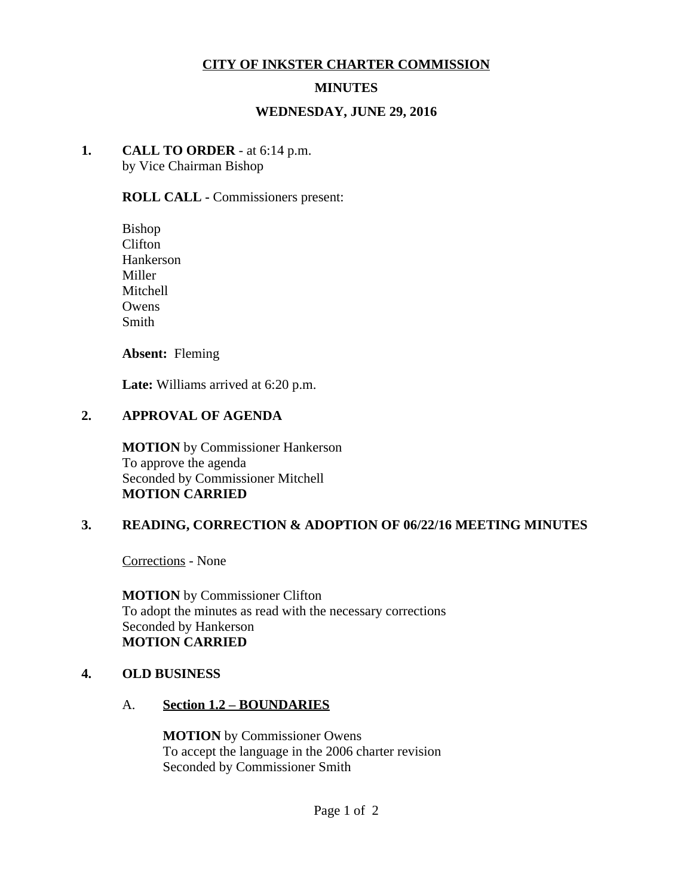**CITY OF INKSTER CHARTER COMMISSION**

**MINUTES**

**WEDNESDAY, JUNE 29, 2016**

**1. CALL TO ORDER** - at 6:14 p.m.
by Vice Chairman Bishop

**ROLL CALL -** Commissioners present:

Bishop
Clifton
Hankerson
Miller
Mitchell
Owens
Smith

**Absent:** Fleming

**Late:** Williams arrived at 6:20 p.m.

**2. APPROVAL OF AGENDA**

**MOTION** by Commissioner Hankerson
To approve the agenda
Seconded by Commissioner Mitchell
**MOTION CARRIED**

**3. READING, CORRECTION & ADOPTION OF 06/22/16 MEETING MINUTES**

Corrections - None

**MOTION** by Commissioner Clifton
To adopt the minutes as read with the necessary corrections
Seconded by Hankerson
**MOTION CARRIED**

**4. OLD BUSINESS**

A. **Section 1.2 – BOUNDARIES**

**MOTION** by Commissioner Owens
To accept the language in the 2006 charter revision
Seconded by Commissioner Smith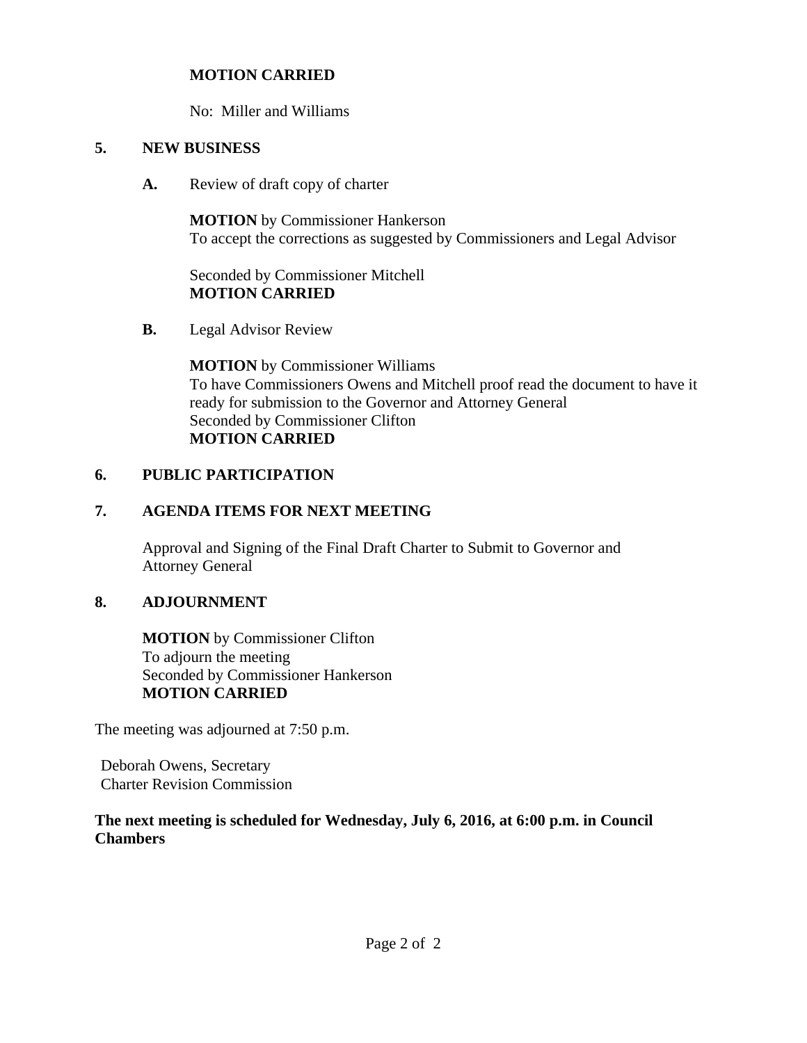**MOTION CARRIED**

No: Miller and Williams

## 5. NEW BUSINESS

**A.** Review of draft copy of charter

**MOTION** by Commissioner Hankerson
To accept the corrections as suggested by Commissioners and Legal Advisor

Seconded by Commissioner Mitchell
**MOTION CARRIED**

**B.** Legal Advisor Review

**MOTION** by Commissioner Williams
To have Commissioners Owens and Mitchell proof read the document to have it ready for submission to the Governor and Attorney General
Seconded by Commissioner Clifton
**MOTION CARRIED**

## 6. PUBLIC PARTICIPATION

## 7. AGENDA ITEMS FOR NEXT MEETING

Approval and Signing of the Final Draft Charter to Submit to Governor and Attorney General

## 8. ADJOURNMENT

**MOTION** by Commissioner Clifton
To adjourn the meeting
Seconded by Commissioner Hankerson
**MOTION CARRIED**

The meeting was adjourned at 7:50 p.m.

Deborah Owens, Secretary
Charter Revision Commission

**The next meeting is scheduled for Wednesday, July 6, 2016, at 6:00 p.m. in Council Chambers**